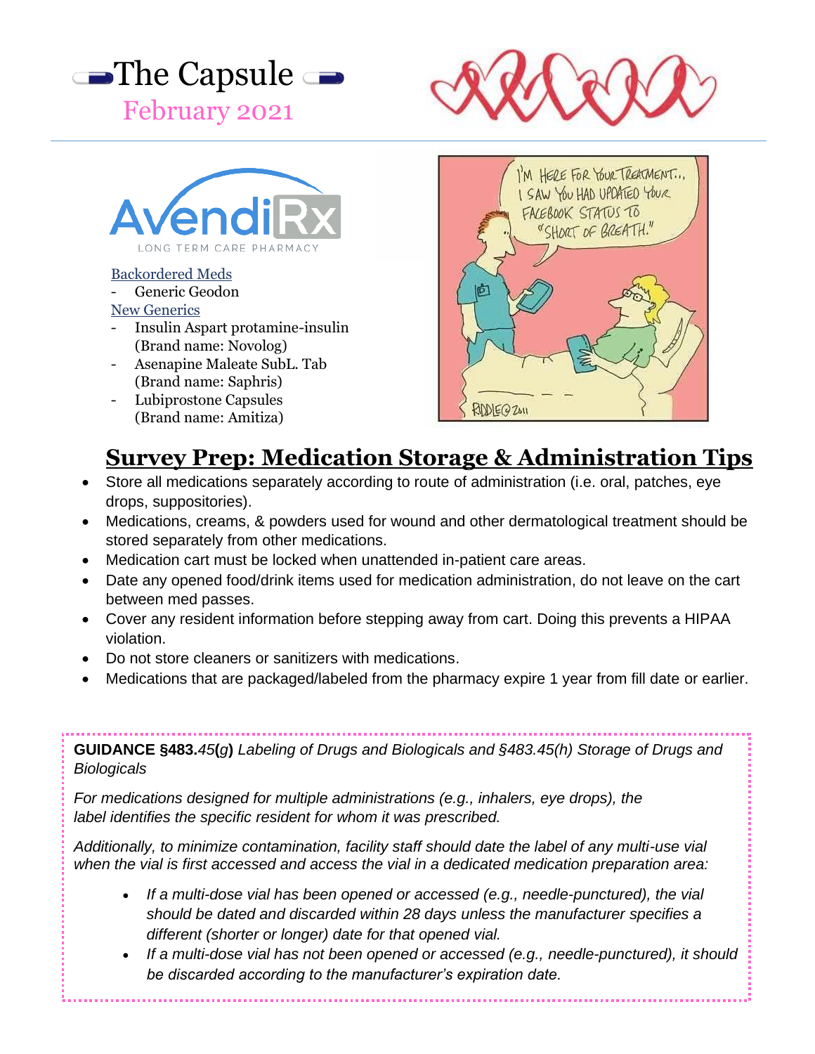# The Capsule

February 2021

AvendiRx
LONG TERM CARE PHARMACY

Backordered Meds
- Generic Geodon

New Generics
- Insulin Aspart protamine-insulin (Brand name: Novolog)
- Asenapine Maleate SubL. Tab (Brand name: Saphris)
- Lubiprostone Capsules (Brand name: Amitiza)

## Survey Prep: Medication Storage & Administration Tips

- Store all medications separately according to route of administration (i.e. oral, patches, eye drops, suppositories).
- Medications, creams, & powders used for wound and other dermatological treatment should be stored separately from other medications.
- Medication cart must be locked when unattended in-patient care areas.
- Date any opened food/drink items used for medication administration, do not leave on the cart between med passes.
- Cover any resident information before stepping away from cart. Doing this prevents a HIPAA violation.
- Do not store cleaners or sanitizers with medications.
- Medications that are packaged/labeled from the pharmacy expire 1 year from fill date or earlier.

**GUIDANCE §483.***45***(***g***)** *Labeling of Drugs and Biologicals and §483.45(h) Storage of Drugs and Biologicals*

*For medications designed for multiple administrations (e.g., inhalers, eye drops), the label identifies the specific resident for whom it was prescribed.*

*Additionally, to minimize contamination, facility staff should date the label of any multi-use vial when the vial is first accessed and access the vial in a dedicated medication preparation area:*

- *If a multi-dose vial has been opened or accessed (e.g., needle-punctured), the vial should be dated and discarded within 28 days unless the manufacturer specifies a different (shorter or longer) date for that opened vial.*
- *If a multi-dose vial has not been opened or accessed (e.g., needle-punctured), it should be discarded according to the manufacturer's expiration date.*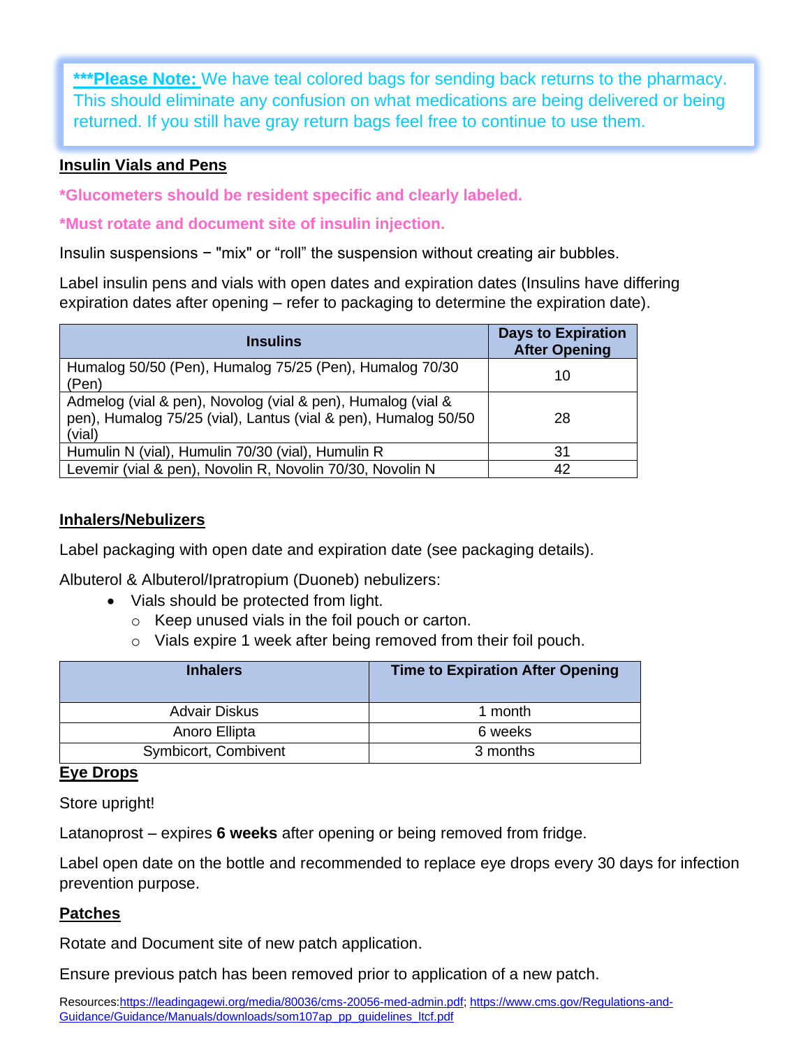**\*\*\*Please Note:** We have teal colored bags for sending back returns to the pharmacy. This should eliminate any confusion on what medications are being delivered or being returned. If you still have gray return bags feel free to continue to use them.

## Insulin Vials and Pens

**\*Glucometers should be resident specific and clearly labeled.**

**\*Must rotate and document site of insulin injection.**

Insulin suspensions − "mix" or "roll" the suspension without creating air bubbles.

Label insulin pens and vials with open dates and expiration dates (Insulins have differing expiration dates after opening – refer to packaging to determine the expiration date).

| Insulins | Days to Expiration After Opening |
|---|---|
| Humalog 50/50 (Pen), Humalog 75/25 (Pen), Humalog 70/30 (Pen) | 10 |
| Admelog (vial & pen), Novolog (vial & pen), Humalog (vial & pen), Humalog 75/25 (vial), Lantus (vial & pen), Humalog 50/50 (vial) | 28 |
| Humulin N (vial), Humulin 70/30 (vial), Humulin R | 31 |
| Levemir (vial & pen), Novolin R, Novolin 70/30, Novolin N | 42 |

## Inhalers/Nebulizers

Label packaging with open date and expiration date (see packaging details).

Albuterol & Albuterol/Ipratropium (Duoneb) nebulizers:

- Vials should be protected from light.
  - Keep unused vials in the foil pouch or carton.
  - Vials expire 1 week after being removed from their foil pouch.

| Inhalers | Time to Expiration After Opening |
|---|---|
| Advair Diskus | 1 month |
| Anoro Ellipta | 6 weeks |
| Symbicort, Combivent | 3 months |

## Eye Drops

Store upright!

Latanoprost – expires **6 weeks** after opening or being removed from fridge.

Label open date on the bottle and recommended to replace eye drops every 30 days for infection prevention purpose.

## Patches

Rotate and Document site of new patch application.

Ensure previous patch has been removed prior to application of a new patch.

Resources: https://leadingagewi.org/media/80036/cms-20056-med-admin.pdf; https://www.cms.gov/Regulations-and-Guidance/Guidance/Manuals/downloads/som107ap_pp_guidelines_ltcf.pdf